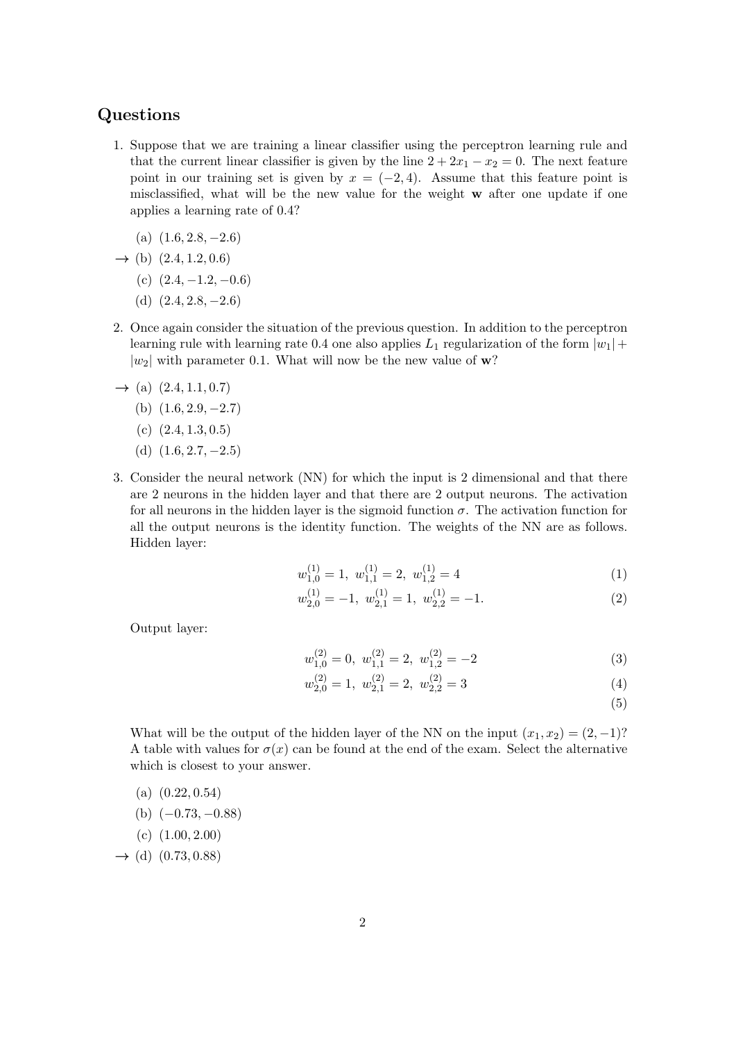## Questions

1. Suppose that we are training a linear classifier using the perceptron learning rule and that the current linear classifier is given by the line $2 + 2x_1 - x_2 = 0$. The next feature point in our training set is given by $x = (-2, 4)$. Assume that this feature point is misclassified, what will be the new value for the weight $\mathbf{w}$ after one update if one applies a learning rate of 0.4?

   (a) $(1.6, 2.8, -2.6)$

   → (b) $(2.4, 1.2, 0.6)$

   (c) $(2.4, -1.2, -0.6)$

   (d) $(2.4, 2.8, -2.6)$

2. Once again consider the situation of the previous question. In addition to the perceptron learning rule with learning rate 0.4 one also applies $L_1$ regularization of the form $|w_1| + |w_2|$ with parameter 0.1. What will now be the new value of $\mathbf{w}$?

   → (a) $(2.4, 1.1, 0.7)$

   (b) $(1.6, 2.9, -2.7)$

   (c) $(2.4, 1.3, 0.5)$

   (d) $(1.6, 2.7, -2.5)$

3. Consider the neural network (NN) for which the input is 2 dimensional and that there are 2 neurons in the hidden layer and that there are 2 output neurons. The activation for all neurons in the hidden layer is the sigmoid function $\sigma$. The activation function for all the output neurons is the identity function. The weights of the NN are as follows. Hidden layer:

$$w_{1,0}^{(1)} = 1,\ w_{1,1}^{(1)} = 2,\ w_{1,2}^{(1)} = 4 \tag{1}$$

$$w_{2,0}^{(1)} = -1,\ w_{2,1}^{(1)} = 1,\ w_{2,2}^{(1)} = -1. \tag{2}$$

   Output layer:

$$w_{1,0}^{(2)} = 0,\ w_{1,1}^{(2)} = 2,\ w_{1,2}^{(2)} = -2 \tag{3}$$

$$w_{2,0}^{(2)} = 1,\ w_{2,1}^{(2)} = 2,\ w_{2,2}^{(2)} = 3 \tag{4}$$

$$\tag{5}$$

   What will be the output of the hidden layer of the NN on the input $(x_1, x_2) = (2, -1)$? A table with values for $\sigma(x)$ can be found at the end of the exam. Select the alternative which is closest to your answer.

   (a) $(0.22, 0.54)$

   (b) $(-0.73, -0.88)$

   (c) $(1.00, 2.00)$

   → (d) $(0.73, 0.88)$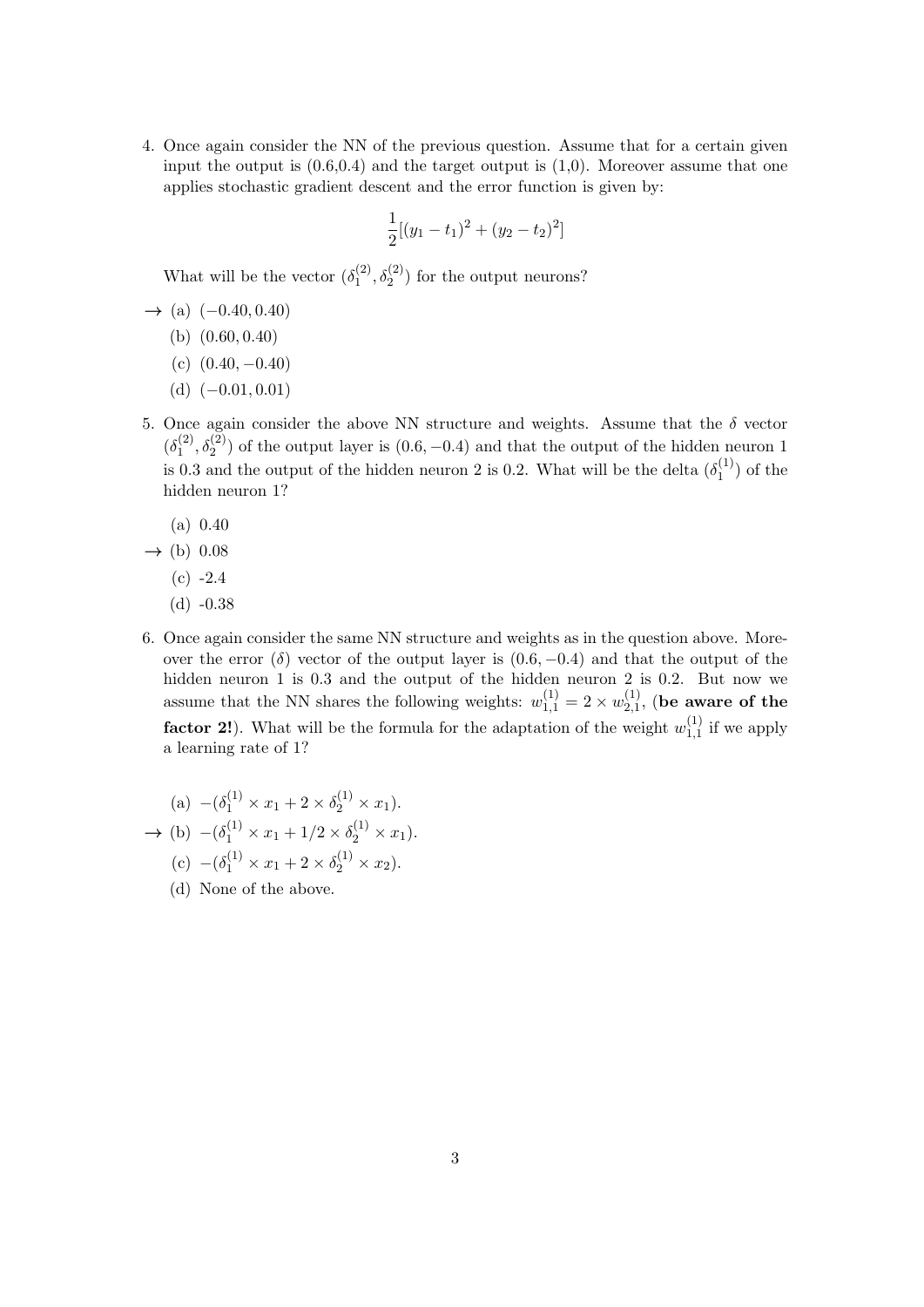4. Once again consider the NN of the previous question. Assume that for a certain given input the output is (0.6,0.4) and the target output is (1,0). Moreover assume that one applies stochastic gradient descent and the error function is given by:

$$\frac{1}{2}[(y_1 - t_1)^2 + (y_2 - t_2)^2]$$

   What will be the vector $(\delta_1^{(2)}, \delta_2^{(2)})$ for the output neurons?

   → (a) $(-0.40, 0.40)$

   (b) $(0.60, 0.40)$

   (c) $(0.40, -0.40)$

   (d) $(-0.01, 0.01)$

5. Once again consider the above NN structure and weights. Assume that the $\delta$ vector $(\delta_1^{(2)}, \delta_2^{(2)})$ of the output layer is $(0.6, -0.4)$ and that the output of the hidden neuron 1 is 0.3 and the output of the hidden neuron 2 is 0.2. What will be the delta $(\delta_1^{(1)})$ of the hidden neuron 1?

   (a) 0.40

   → (b) 0.08

   (c) -2.4

   (d) -0.38

6. Once again consider the same NN structure and weights as in the question above. Moreover the error ($\delta$) vector of the output layer is $(0.6, -0.4)$ and that the output of the hidden neuron 1 is 0.3 and the output of the hidden neuron 2 is 0.2. But now we assume that the NN shares the following weights: $w_{1,1}^{(1)} = 2 \times w_{2,1}^{(1)}$, (**be aware of the factor 2!**). What will be the formula for the adaptation of the weight $w_{1,1}^{(1)}$ if we apply a learning rate of 1?

   (a) $-(\delta_1^{(1)} \times x_1 + 2 \times \delta_2^{(1)} \times x_1)$.

   → (b) $-(\delta_1^{(1)} \times x_1 + 1/2 \times \delta_2^{(1)} \times x_1)$.

   (c) $-(\delta_1^{(1)} \times x_1 + 2 \times \delta_2^{(1)} \times x_2)$.

   (d) None of the above.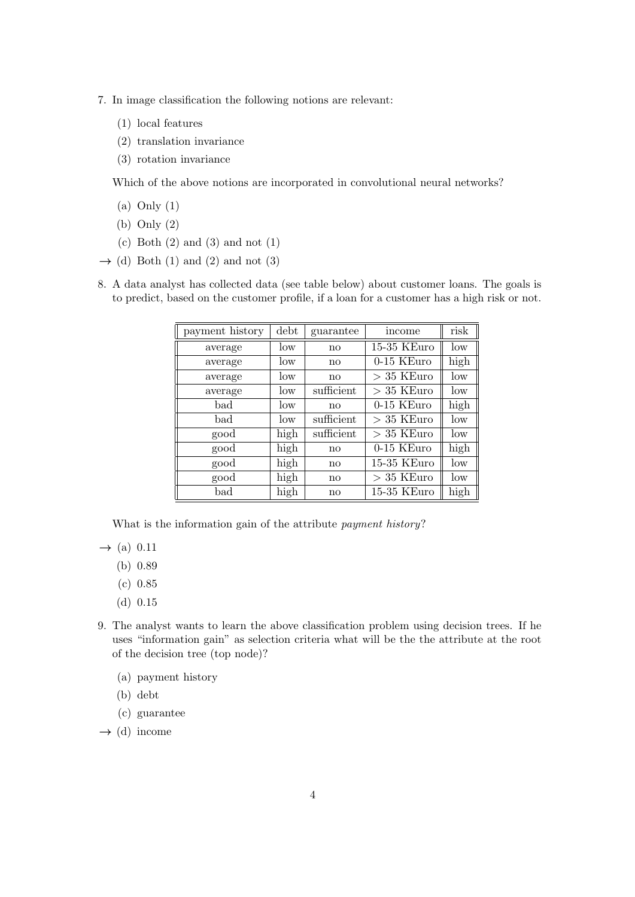7. In image classification the following notions are relevant:

   (1) local features

   (2) translation invariance

   (3) rotation invariance

   Which of the above notions are incorporated in convolutional neural networks?

   (a) Only (1)

   (b) Only (2)

   (c) Both (2) and (3) and not (1)

   → (d) Both (1) and (2) and not (3)

8. A data analyst has collected data (see table below) about customer loans. The goals is to predict, based on the customer profile, if a loan for a customer has a high risk or not.

| payment history | debt | guarantee | income | risk |
|---|---|---|---|---|
| average | low | no | 15-35 KEuro | low |
| average | low | no | 0-15 KEuro | high |
| average | low | no | > 35 KEuro | low |
| average | low | sufficient | > 35 KEuro | low |
| bad | low | no | 0-15 KEuro | high |
| bad | low | sufficient | > 35 KEuro | low |
| good | high | sufficient | > 35 KEuro | low |
| good | high | no | 0-15 KEuro | high |
| good | high | no | 15-35 KEuro | low |
| good | high | no | > 35 KEuro | low |
| bad | high | no | 15-35 KEuro | high |

   What is the information gain of the attribute *payment history*?

   → (a) 0.11

   (b) 0.89

   (c) 0.85

   (d) 0.15

9. The analyst wants to learn the above classification problem using decision trees. If he uses "information gain" as selection criteria what will be the the attribute at the root of the decision tree (top node)?

   (a) payment history

   (b) debt

   (c) guarantee

   → (d) income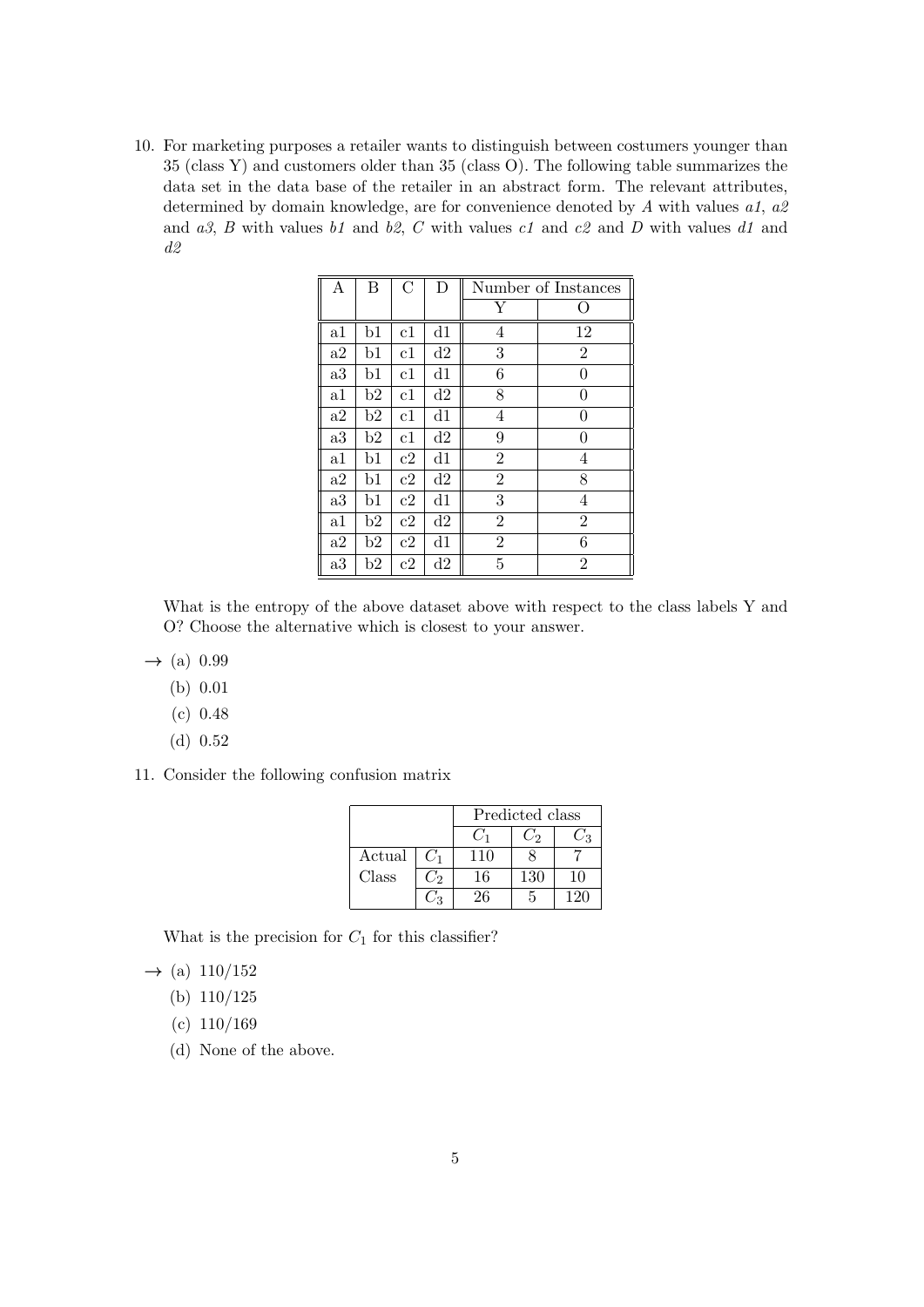10. For marketing purposes a retailer wants to distinguish between costumers younger than 35 (class Y) and customers older than 35 (class O). The following table summarizes the data set in the data base of the retailer in an abstract form. The relevant attributes, determined by domain knowledge, are for convenience denoted by $A$ with values *a1*, *a2* and *a3*, $B$ with values *b1* and *b2*, $C$ with values *c1* and *c2* and $D$ with values *d1* and *d2*

| A | B | C | D | Number of Instances | |
|---|---|---|---|---|---|
| | | | | Y | O |
| a1 | b1 | c1 | d1 | 4 | 12 |
| a2 | b1 | c1 | d2 | 3 | 2 |
| a3 | b1 | c1 | d1 | 6 | 0 |
| a1 | b2 | c1 | d2 | 8 | 0 |
| a2 | b2 | c1 | d1 | 4 | 0 |
| a3 | b2 | c1 | d2 | 9 | 0 |
| a1 | b1 | c2 | d1 | 2 | 4 |
| a2 | b1 | c2 | d2 | 2 | 8 |
| a3 | b1 | c2 | d1 | 3 | 4 |
| a1 | b2 | c2 | d2 | 2 | 2 |
| a2 | b2 | c2 | d1 | 2 | 6 |
| a3 | b2 | c2 | d2 | 5 | 2 |

What is the entropy of the above dataset above with respect to the class labels Y and O? Choose the alternative which is closest to your answer.

→ (a) 0.99

(b) 0.01

(c) 0.48

(d) 0.52

11. Consider the following confusion matrix

| | | Predicted class | | |
|---|---|---|---|---|
| | | $C_1$ | $C_2$ | $C_3$ |
| Actual | $C_1$ | 110 | 8 | 7 |
| Class | $C_2$ | 16 | 130 | 10 |
| | $C_3$ | 26 | 5 | 120 |

What is the precision for $C_1$ for this classifier?

→ (a) 110/152

(b) 110/125

(c) 110/169

(d) None of the above.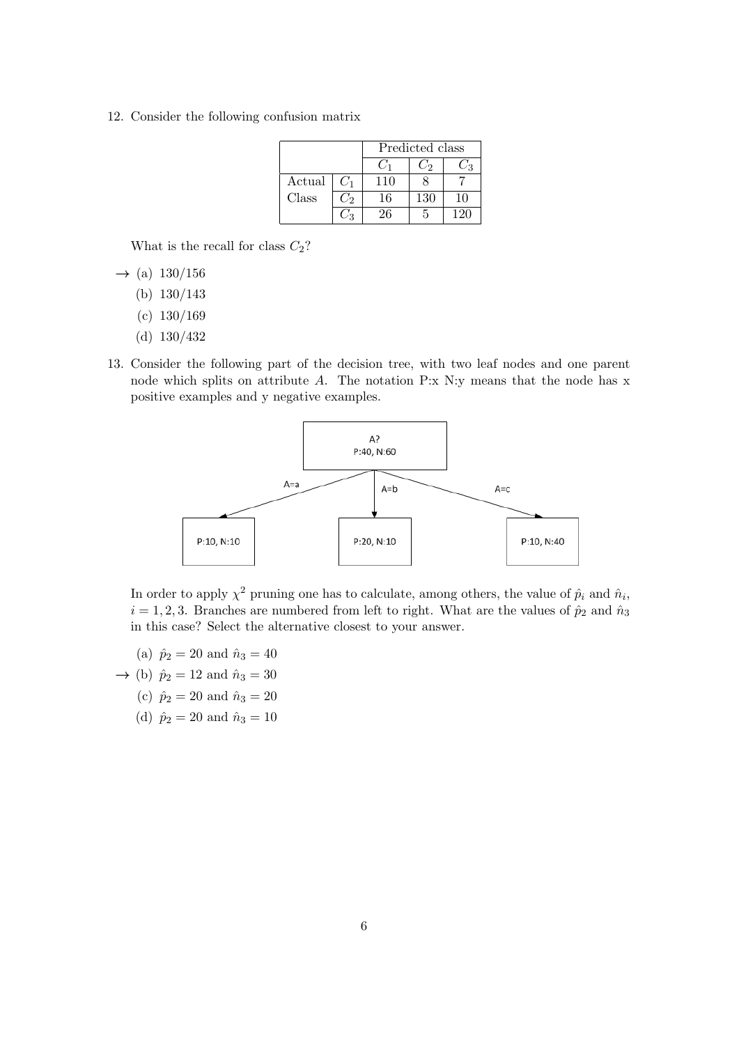12. Consider the following confusion matrix

| | | Predicted class | | |
|---|---|---|---|---|
| | | $C_1$ | $C_2$ | $C_3$ |
| Actual | $C_1$ | 110 | 8 | 7 |
| Class | $C_2$ | 16 | 130 | 10 |
| | $C_3$ | 26 | 5 | 120 |

What is the recall for class $C_2$?

→ (a) 130/156

(b) 130/143

(c) 130/169

(d) 130/432

13. Consider the following part of the decision tree, with two leaf nodes and one parent node which splits on attribute $A$. The notation P:x N:y means that the node has x positive examples and y negative examples.

```
                A?
           P:40, N:60
     A=a       A=b        A=c
P:10, N:10  P:20, N:10  P:10, N:40
```

In order to apply $\chi^2$ pruning one has to calculate, among others, the value of $\hat{p}_i$ and $\hat{n}_i$, $i = 1, 2, 3$. Branches are numbered from left to right. What are the values of $\hat{p}_2$ and $\hat{n}_3$ in this case? Select the alternative closest to your answer.

(a) $\hat{p}_2 = 20$ and $\hat{n}_3 = 40$

→ (b) $\hat{p}_2 = 12$ and $\hat{n}_3 = 30$

(c) $\hat{p}_2 = 20$ and $\hat{n}_3 = 20$

(d) $\hat{p}_2 = 20$ and $\hat{n}_3 = 10$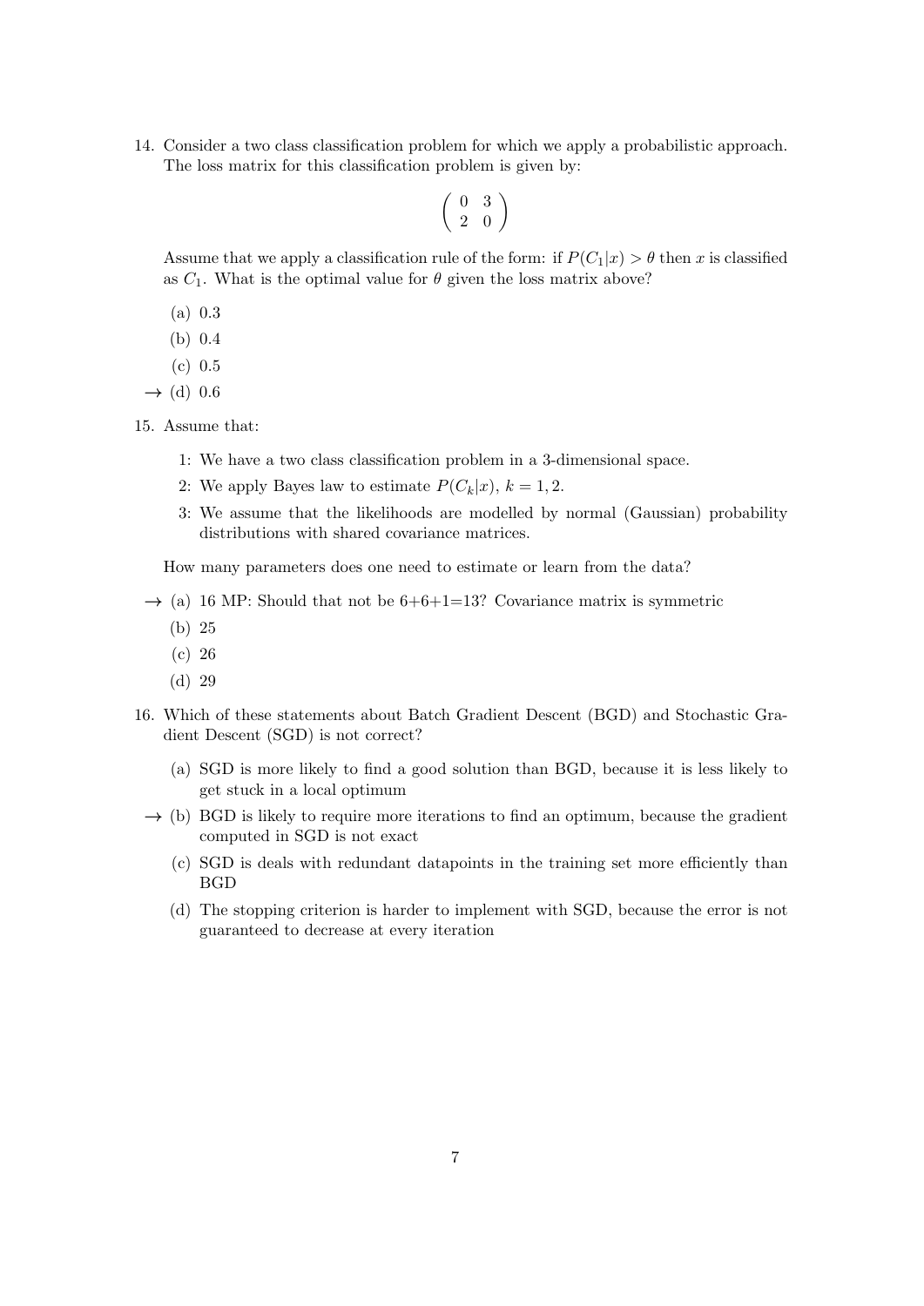14. Consider a two class classification problem for which we apply a probabilistic approach. The loss matrix for this classification problem is given by:

$$\begin{pmatrix} 0 & 3 \\ 2 & 0 \end{pmatrix}$$

Assume that we apply a classification rule of the form: if $P(C_1|x) > \theta$ then $x$ is classified as $C_1$. What is the optimal value for $\theta$ given the loss matrix above?

   (a) 0.3

   (b) 0.4

   (c) 0.5

   $\rightarrow$ (d) 0.6

15. Assume that:

   1: We have a two class classification problem in a 3-dimensional space.

   2: We apply Bayes law to estimate $P(C_k|x)$, $k = 1, 2$.

   3: We assume that the likelihoods are modelled by normal (Gaussian) probability distributions with shared covariance matrices.

   How many parameters does one need to estimate or learn from the data?

   $\rightarrow$ (a) 16 MP: Should that not be 6+6+1=13? Covariance matrix is symmetric

   (b) 25

   (c) 26

   (d) 29

16. Which of these statements about Batch Gradient Descent (BGD) and Stochastic Gradient Descent (SGD) is not correct?

   (a) SGD is more likely to find a good solution than BGD, because it is less likely to get stuck in a local optimum

   $\rightarrow$ (b) BGD is likely to require more iterations to find an optimum, because the gradient computed in SGD is not exact

   (c) SGD is deals with redundant datapoints in the training set more efficiently than BGD

   (d) The stopping criterion is harder to implement with SGD, because the error is not guaranteed to decrease at every iteration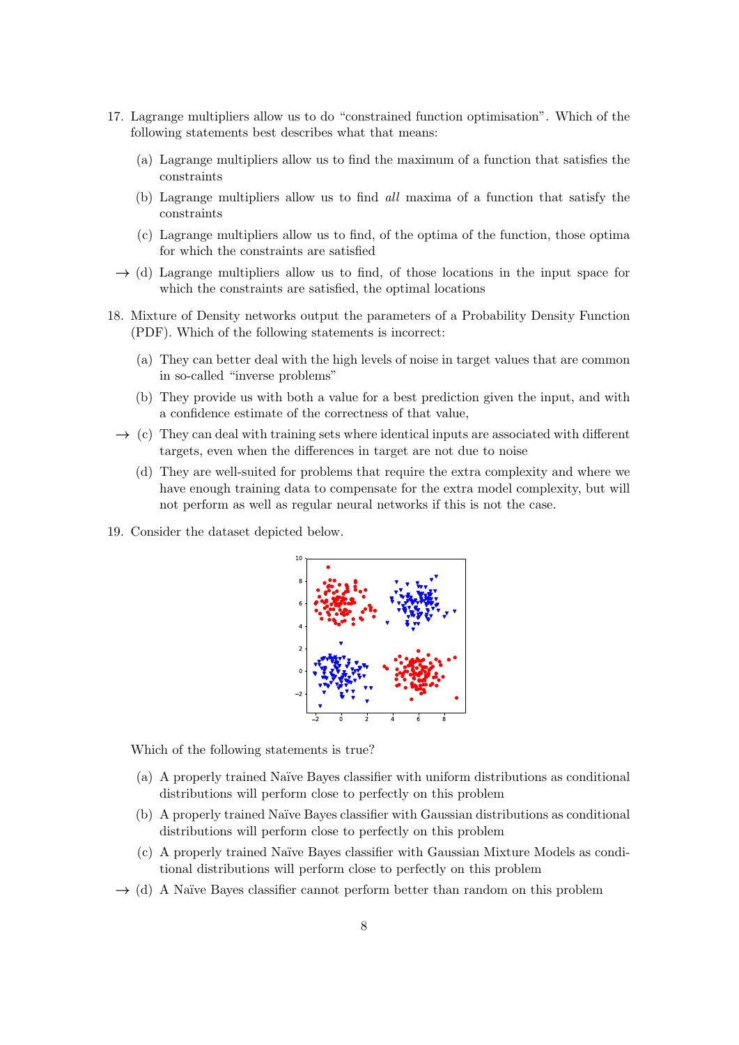17. Lagrange multipliers allow us to do "constrained function optimisation". Which of the following statements best describes what that means:

    (a) Lagrange multipliers allow us to find the maximum of a function that satisfies the constraints

    (b) Lagrange multipliers allow us to find *all* maxima of a function that satisfy the constraints

    (c) Lagrange multipliers allow us to find, of the optima of the function, those optima for which the constraints are satisfied

    → (d) Lagrange multipliers allow us to find, of those locations in the input space for which the constraints are satisfied, the optimal locations

18. Mixture of Density networks output the parameters of a Probability Density Function (PDF). Which of the following statements is incorrect:

    (a) They can better deal with the high levels of noise in target values that are common in so-called "inverse problems"

    (b) They provide us with both a value for a best prediction given the input, and with a confidence estimate of the correctness of that value,

    → (c) They can deal with training sets where identical inputs are associated with different targets, even when the differences in target are not due to noise

    (d) They are well-suited for problems that require the extra complexity and where we have enough training data to compensate for the extra model complexity, but will not perform as well as regular neural networks if this is not the case.

19. Consider the dataset depicted below.

    Which of the following statements is true?

    (a) A properly trained Naïve Bayes classifier with uniform distributions as conditional distributions will perform close to perfectly on this problem

    (b) A properly trained Naïve Bayes classifier with Gaussian distributions as conditional distributions will perform close to perfectly on this problem

    (c) A properly trained Naïve Bayes classifier with Gaussian Mixture Models as conditional distributions will perform close to perfectly on this problem

    → (d) A Naïve Bayes classifier cannot perform better than random on this problem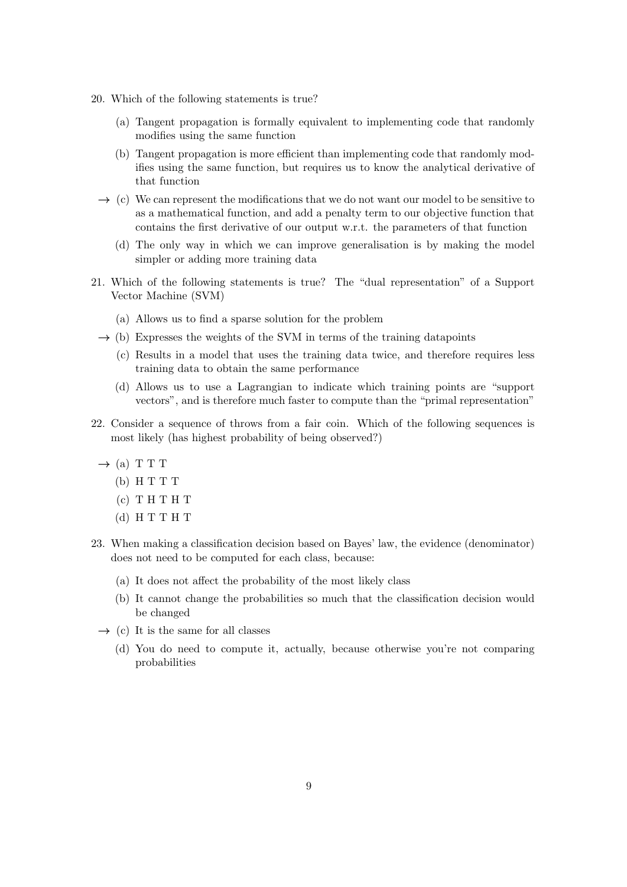20. Which of the following statements is true?

    (a) Tangent propagation is formally equivalent to implementing code that randomly modifies using the same function

    (b) Tangent propagation is more efficient than implementing code that randomly modifies using the same function, but requires us to know the analytical derivative of that function

    $\rightarrow$ (c) We can represent the modifications that we do not want our model to be sensitive to as a mathematical function, and add a penalty term to our objective function that contains the first derivative of our output w.r.t. the parameters of that function

    (d) The only way in which we can improve generalisation is by making the model simpler or adding more training data

21. Which of the following statements is true? The "dual representation" of a Support Vector Machine (SVM)

    (a) Allows us to find a sparse solution for the problem

    $\rightarrow$ (b) Expresses the weights of the SVM in terms of the training datapoints

    (c) Results in a model that uses the training data twice, and therefore requires less training data to obtain the same performance

    (d) Allows us to use a Lagrangian to indicate which training points are "support vectors", and is therefore much faster to compute than the "primal representation"

22. Consider a sequence of throws from a fair coin. Which of the following sequences is most likely (has highest probability of being observed?)

    $\rightarrow$ (a) T T T

    (b) H T T T

    (c) T H T H T

    (d) H T T H T

23. When making a classification decision based on Bayes' law, the evidence (denominator) does not need to be computed for each class, because:

    (a) It does not affect the probability of the most likely class

    (b) It cannot change the probabilities so much that the classification decision would be changed

    $\rightarrow$ (c) It is the same for all classes

    (d) You do need to compute it, actually, because otherwise you're not comparing probabilities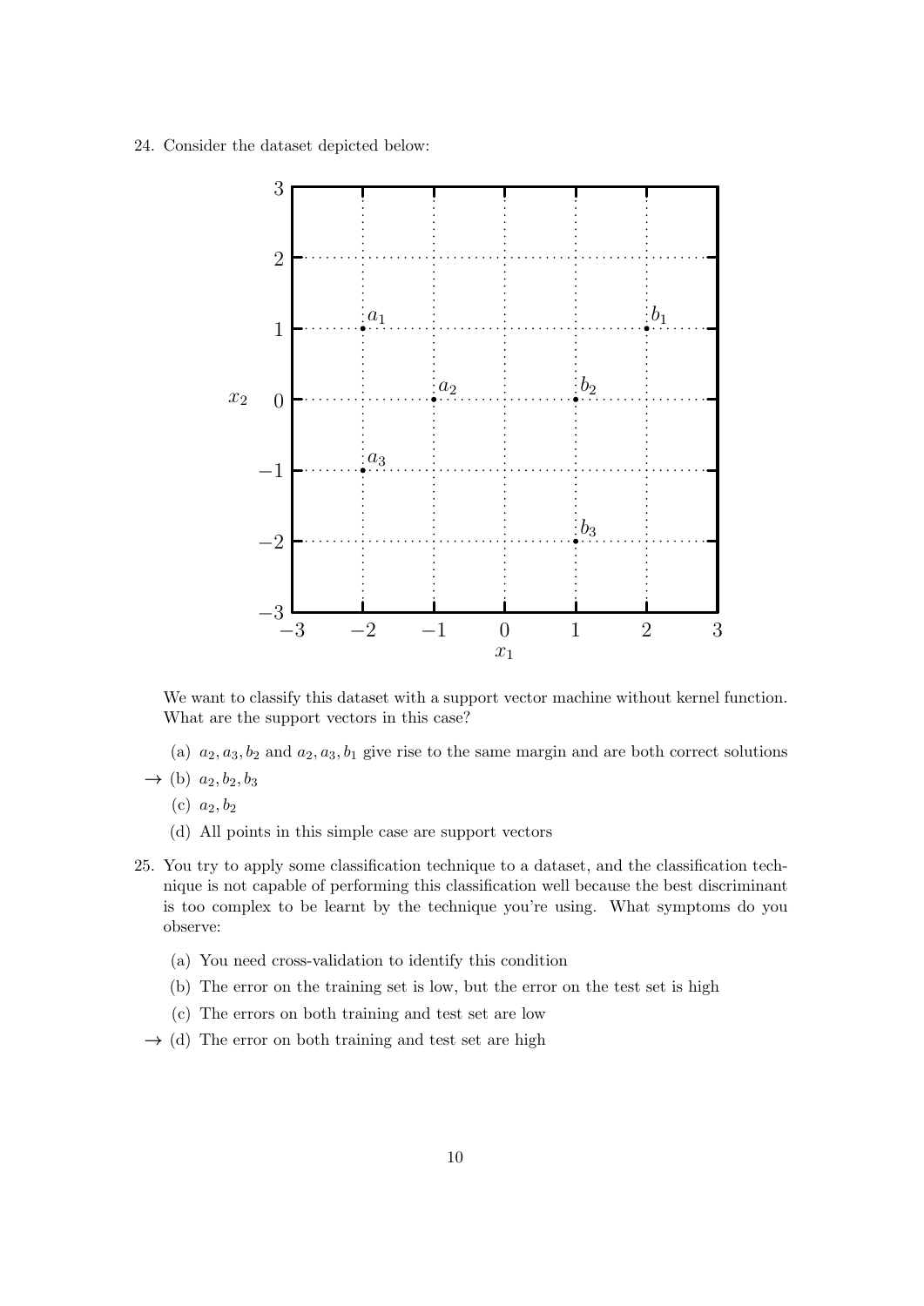24. Consider the dataset depicted below:

We want to classify this dataset with a support vector machine without kernel function. What are the support vectors in this case?

   (a) $a_2, a_3, b_2$ and $a_2, a_3, b_1$ give rise to the same margin and are both correct solutions

   → (b) $a_2, b_2, b_3$

   (c) $a_2, b_2$

   (d) All points in this simple case are support vectors

25. You try to apply some classification technique to a dataset, and the classification technique is not capable of performing this classification well because the best discriminant is too complex to be learnt by the technique you're using. What symptoms do you observe:

   (a) You need cross-validation to identify this condition

   (b) The error on the training set is low, but the error on the test set is high

   (c) The errors on both training and test set are low

   → (d) The error on both training and test set are high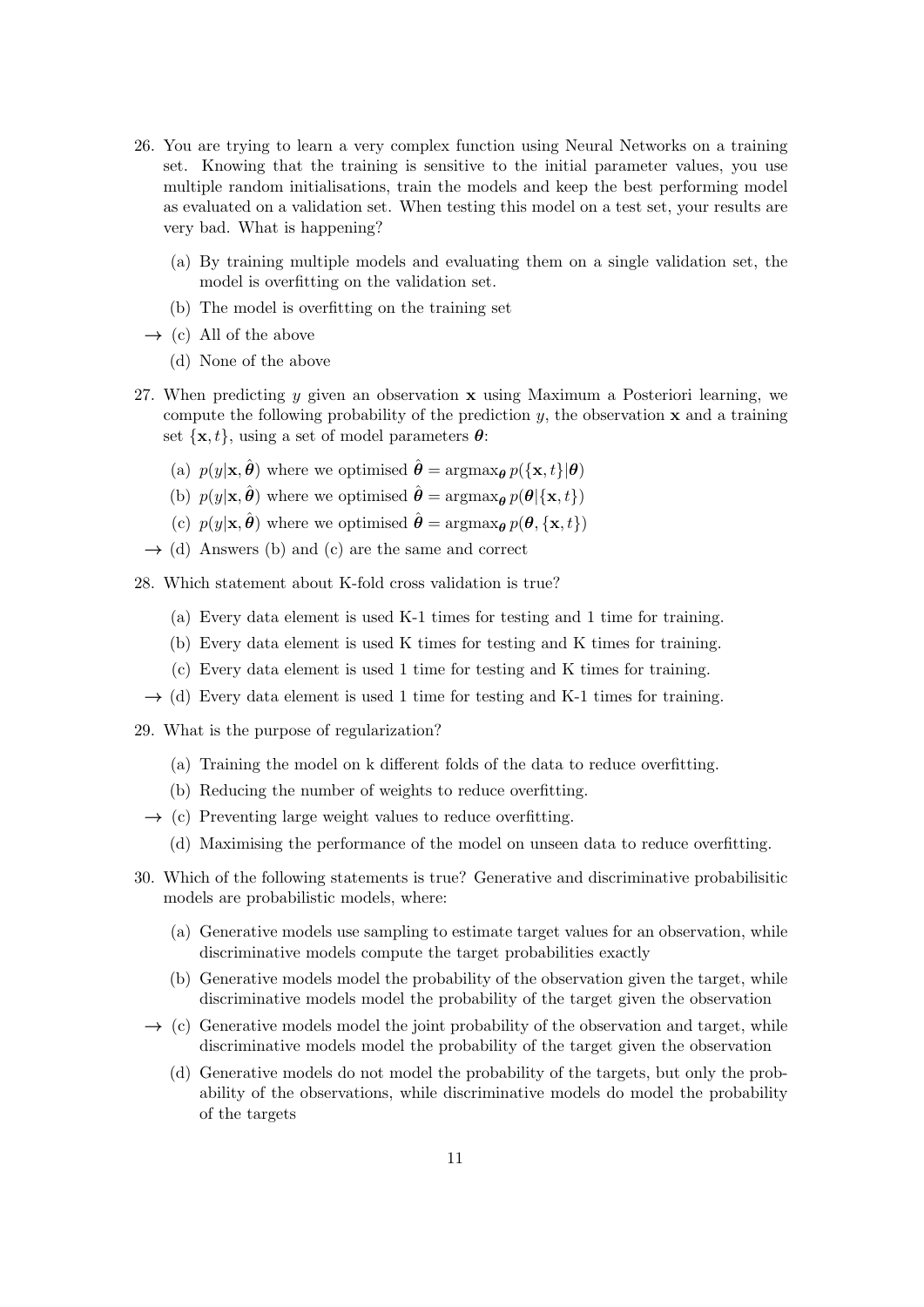26. You are trying to learn a very complex function using Neural Networks on a training set. Knowing that the training is sensitive to the initial parameter values, you use multiple random initialisations, train the models and keep the best performing model as evaluated on a validation set. When testing this model on a test set, your results are very bad. What is happening?

    (a) By training multiple models and evaluating them on a single validation set, the model is overfitting on the validation set.

    (b) The model is overfitting on the training set

    → (c) All of the above

    (d) None of the above

27. When predicting $y$ given an observation $\mathbf{x}$ using Maximum a Posteriori learning, we compute the following probability of the prediction $y$, the observation $\mathbf{x}$ and a training set $\{\mathbf{x}, t\}$, using a set of model parameters $\boldsymbol{\theta}$:

    (a) $p(y|\mathbf{x}, \hat{\boldsymbol{\theta}})$ where we optimised $\hat{\boldsymbol{\theta}} = \text{argmax}_{\boldsymbol{\theta}}\, p(\{\mathbf{x}, t\}|\boldsymbol{\theta})$

    (b) $p(y|\mathbf{x}, \hat{\boldsymbol{\theta}})$ where we optimised $\hat{\boldsymbol{\theta}} = \text{argmax}_{\boldsymbol{\theta}}\, p(\boldsymbol{\theta}|\{\mathbf{x}, t\})$

    (c) $p(y|\mathbf{x}, \hat{\boldsymbol{\theta}})$ where we optimised $\hat{\boldsymbol{\theta}} = \text{argmax}_{\boldsymbol{\theta}}\, p(\boldsymbol{\theta}, \{\mathbf{x}, t\})$

    → (d) Answers (b) and (c) are the same and correct

28. Which statement about K-fold cross validation is true?

    (a) Every data element is used K-1 times for testing and 1 time for training.

    (b) Every data element is used K times for testing and K times for training.

    (c) Every data element is used 1 time for testing and K times for training.

    → (d) Every data element is used 1 time for testing and K-1 times for training.

29. What is the purpose of regularization?

    (a) Training the model on k different folds of the data to reduce overfitting.

    (b) Reducing the number of weights to reduce overfitting.

    → (c) Preventing large weight values to reduce overfitting.

    (d) Maximising the performance of the model on unseen data to reduce overfitting.

30. Which of the following statements is true? Generative and discriminative probabilisitic models are probabilistic models, where:

    (a) Generative models use sampling to estimate target values for an observation, while discriminative models compute the target probabilities exactly

    (b) Generative models model the probability of the observation given the target, while discriminative models model the probability of the target given the observation

    → (c) Generative models model the joint probability of the observation and target, while discriminative models model the probability of the target given the observation

    (d) Generative models do not model the probability of the targets, but only the probability of the observations, while discriminative models do model the probability of the targets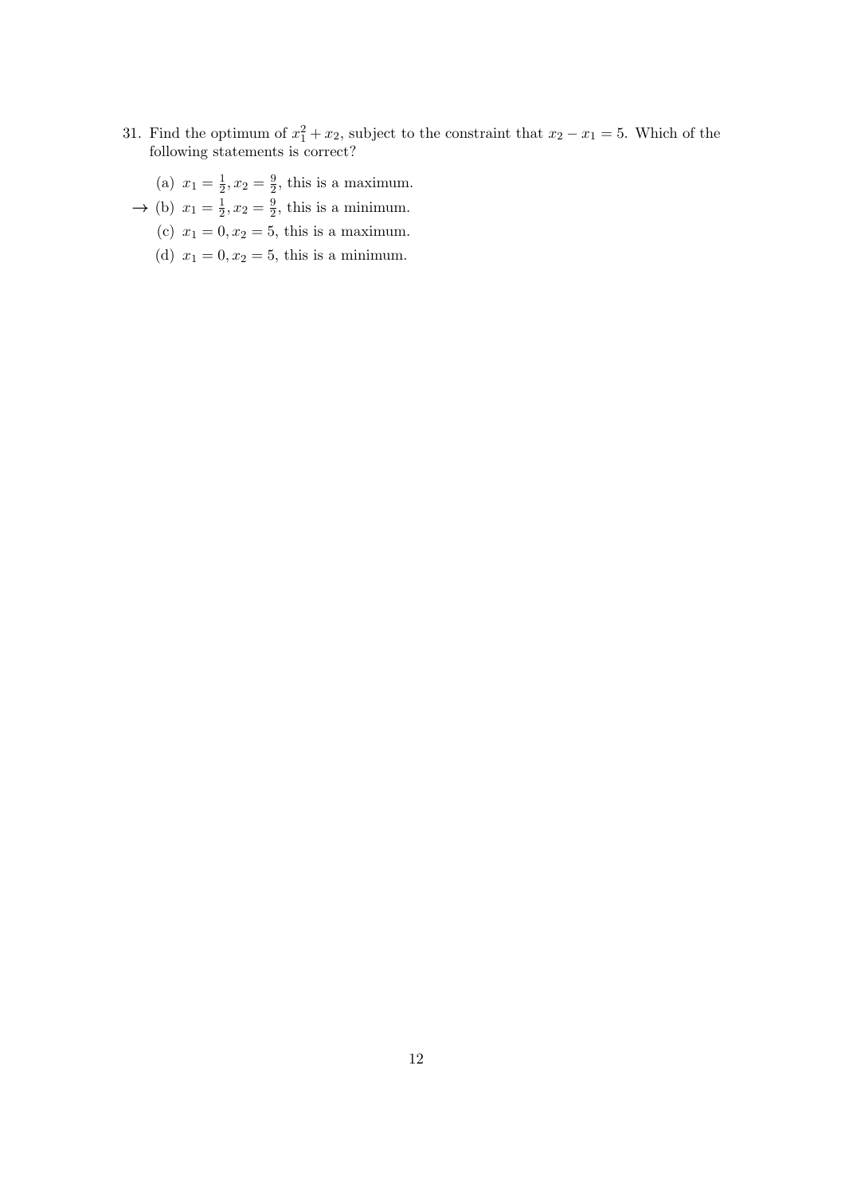31. Find the optimum of $x_1^2 + x_2$, subject to the constraint that $x_2 - x_1 = 5$. Which of the following statements is correct?

   (a) $x_1 = \frac{1}{2}, x_2 = \frac{9}{2}$, this is a maximum.

   → (b) $x_1 = \frac{1}{2}, x_2 = \frac{9}{2}$, this is a minimum.

   (c) $x_1 = 0, x_2 = 5$, this is a maximum.

   (d) $x_1 = 0, x_2 = 5$, this is a minimum.